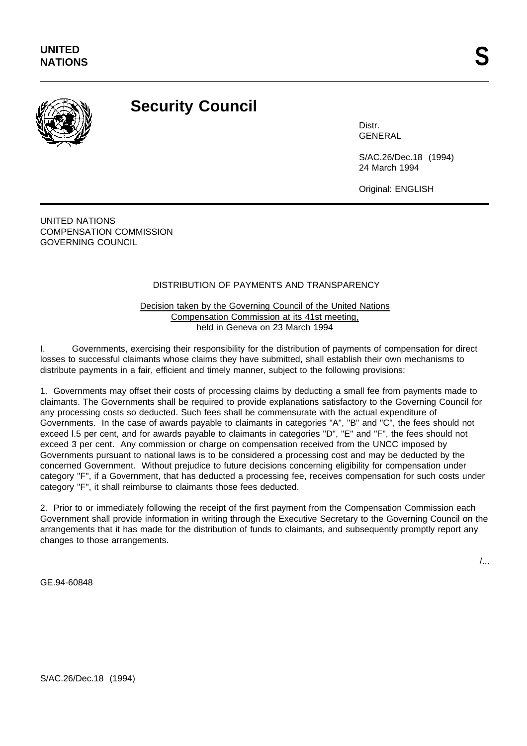UNITED NATIONS

S

# Security Council

Distr.
GENERAL

S/AC.26/Dec.18 (1994)
24 March 1994

Original: ENGLISH

UNITED NATIONS
COMPENSATION COMMISSION
GOVERNING COUNCIL

## DISTRIBUTION OF PAYMENTS AND TRANSPARENCY

Decision taken by the Governing Council of the United Nations Compensation Commission at its 41st meeting, held in Geneva on 23 March 1994

I. Governments, exercising their responsibility for the distribution of payments of compensation for direct losses to successful claimants whose claims they have submitted, shall establish their own mechanisms to distribute payments in a fair, efficient and timely manner, subject to the following provisions:

1. Governments may offset their costs of processing claims by deducting a small fee from payments made to claimants. The Governments shall be required to provide explanations satisfactory to the Governing Council for any processing costs so deducted. Such fees shall be commensurate with the actual expenditure of Governments. In the case of awards payable to claimants in categories "A", "B" and "C", the fees should not exceed l.5 per cent, and for awards payable to claimants in categories "D", "E" and "F", the fees should not exceed 3 per cent. Any commission or charge on compensation received from the UNCC imposed by Governments pursuant to national laws is to be considered a processing cost and may be deducted by the concerned Government. Without prejudice to future decisions concerning eligibility for compensation under category "F", if a Government, that has deducted a processing fee, receives compensation for such costs under category "F", it shall reimburse to claimants those fees deducted.

2. Prior to or immediately following the receipt of the first payment from the Compensation Commission each Government shall provide information in writing through the Executive Secretary to the Governing Council on the arrangements that it has made for the distribution of funds to claimants, and subsequently promptly report any changes to those arrangements.

GE.94-60848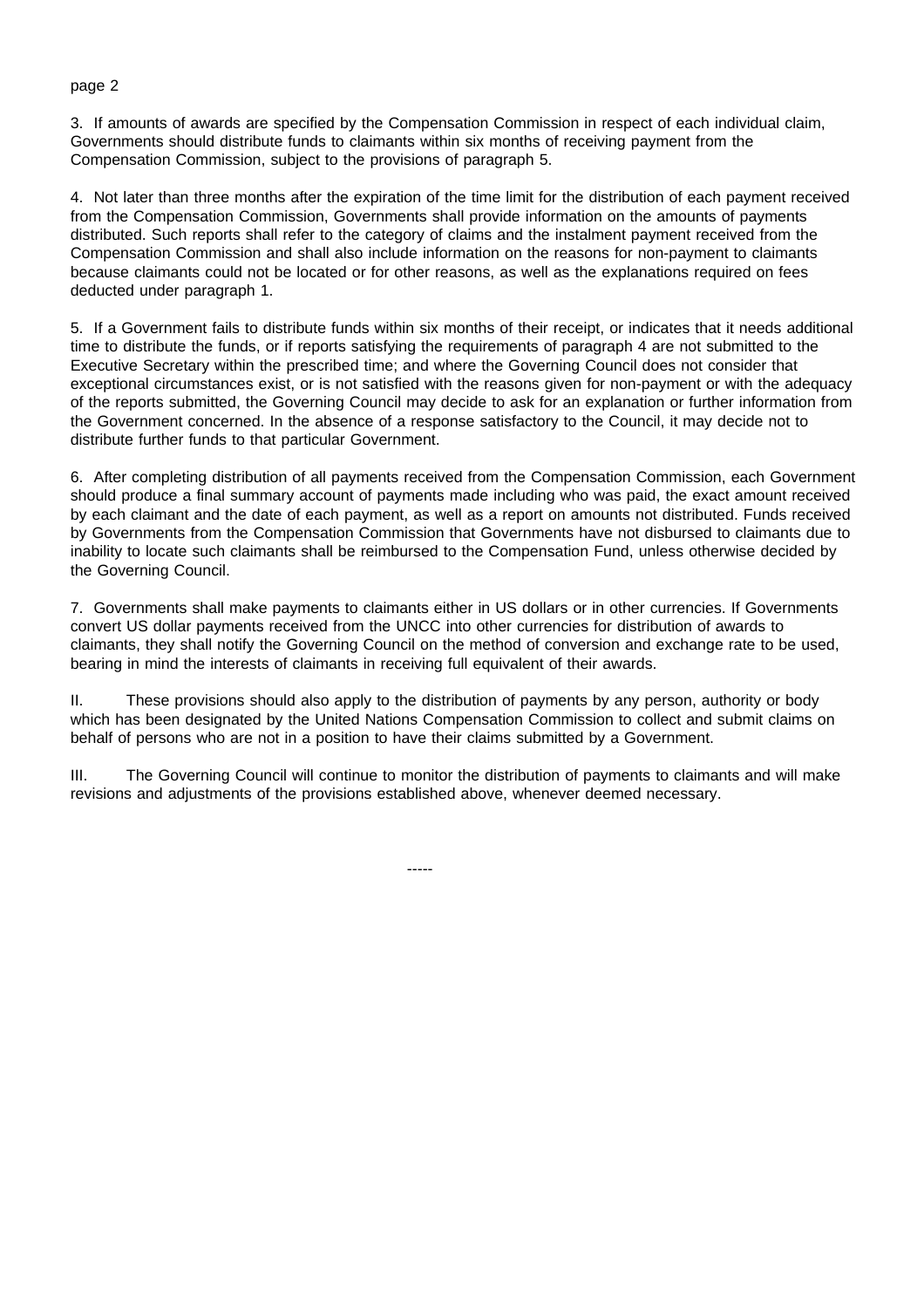3. If amounts of awards are specified by the Compensation Commission in respect of each individual claim, Governments should distribute funds to claimants within six months of receiving payment from the Compensation Commission, subject to the provisions of paragraph 5.

4. Not later than three months after the expiration of the time limit for the distribution of each payment received from the Compensation Commission, Governments shall provide information on the amounts of payments distributed. Such reports shall refer to the category of claims and the instalment payment received from the Compensation Commission and shall also include information on the reasons for non-payment to claimants because claimants could not be located or for other reasons, as well as the explanations required on fees deducted under paragraph 1.

5. If a Government fails to distribute funds within six months of their receipt, or indicates that it needs additional time to distribute the funds, or if reports satisfying the requirements of paragraph 4 are not submitted to the Executive Secretary within the prescribed time; and where the Governing Council does not consider that exceptional circumstances exist, or is not satisfied with the reasons given for non-payment or with the adequacy of the reports submitted, the Governing Council may decide to ask for an explanation or further information from the Government concerned. In the absence of a response satisfactory to the Council, it may decide not to distribute further funds to that particular Government.

6. After completing distribution of all payments received from the Compensation Commission, each Government should produce a final summary account of payments made including who was paid, the exact amount received by each claimant and the date of each payment, as well as a report on amounts not distributed. Funds received by Governments from the Compensation Commission that Governments have not disbursed to claimants due to inability to locate such claimants shall be reimbursed to the Compensation Fund, unless otherwise decided by the Governing Council.

7. Governments shall make payments to claimants either in US dollars or in other currencies. If Governments convert US dollar payments received from the UNCC into other currencies for distribution of awards to claimants, they shall notify the Governing Council on the method of conversion and exchange rate to be used, bearing in mind the interests of claimants in receiving full equivalent of their awards.

II. These provisions should also apply to the distribution of payments by any person, authority or body which has been designated by the United Nations Compensation Commission to collect and submit claims on behalf of persons who are not in a position to have their claims submitted by a Government.

III. The Governing Council will continue to monitor the distribution of payments to claimants and will make revisions and adjustments of the provisions established above, whenever deemed necessary.

-----